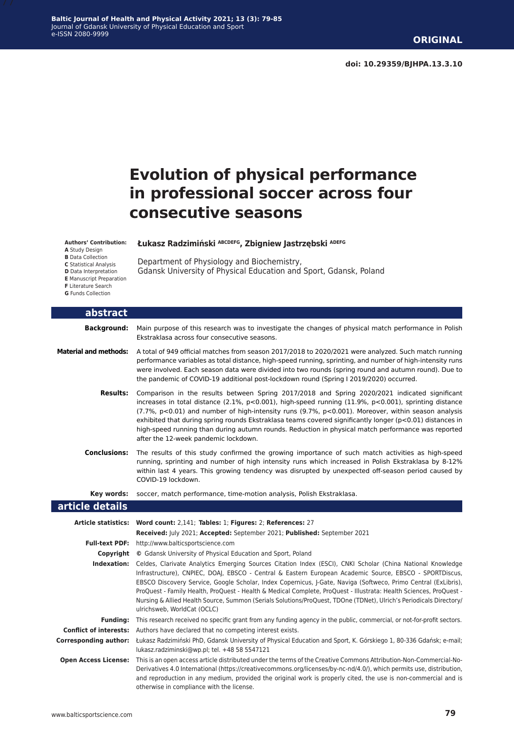**ORIGINAL**

**doi: 10.29359/BJHPA.13.3.10**

# Evolution of physical performance in professional soccer across four consecutive seasons

**Authors' Contribution:**
**A** Study Design
**B** Data Collection
**C** Statistical Analysis
**D** Data Interpretation
**E** Manuscript Preparation
**F** Literature Search
**G** Funds Collection

**Łukasz Radzimiński** [ABCDEFG], **Zbigniew Jastrzębski** [ADEFG]

Department of Physiology and Biochemistry,
Gdansk University of Physical Education and Sport, Gdansk, Poland

## abstract

**Background:** Main purpose of this research was to investigate the changes of physical match performance in Polish Ekstraklasa across four consecutive seasons.

**Material and methods:** A total of 949 official matches from season 2017/2018 to 2020/2021 were analyzed. Such match running performance variables as total distance, high-speed running, sprinting, and number of high-intensity runs were involved. Each season data were divided into two rounds (spring round and autumn round). Due to the pandemic of COVID-19 additional post-lockdown round (Spring I 2019/2020) occurred.

**Results:** Comparison in the results between Spring 2017/2018 and Spring 2020/2021 indicated significant increases in total distance (2.1%, $p<0.001$), high-speed running (11.9%, $p<0.001$), sprinting distance (7.7%, $p<0.01$) and number of high-intensity runs (9.7%, $p<0.001$). Moreover, within season analysis exhibited that during spring rounds Ekstraklasa teams covered significantly longer ($p<0.01$) distances in high-speed running than during autumn rounds. Reduction in physical match performance was reported after the 12-week pandemic lockdown.

**Conclusions:** The results of this study confirmed the growing importance of such match activities as high-speed running, sprinting and number of high intensity runs which increased in Polish Ekstraklasa by 8-12% within last 4 years. This growing tendency was disrupted by unexpected off-season period caused by COVID-19 lockdown.

**Key words:** soccer, match performance, time-motion analysis, Polish Ekstraklasa.

## article details

**Article statistics:** **Word count:** 2,141; **Tables:** 1; **Figures:** 2; **References:** 27
**Received:** July 2021; **Accepted:** September 2021; **Published:** September 2021

**Full-text PDF:** http://www.balticsportscience.com

**Copyright** © Gdansk University of Physical Education and Sport, Poland

**Indexation:** Celdes, Clarivate Analytics Emerging Sources Citation Index (ESCI), CNKI Scholar (China National Knowledge Infrastructure), CNPIEC, DOAJ, EBSCO - Central & Eastern European Academic Source, EBSCO - SPORTDiscus, EBSCO Discovery Service, Google Scholar, Index Copernicus, J-Gate, Naviga (Softweco, Primo Central (ExLibris), ProQuest - Family Health, ProQuest - Health & Medical Complete, ProQuest - Illustrata: Health Sciences, ProQuest - Nursing & Allied Health Source, Summon (Serials Solutions/ProQuest, TDOne (TDNet), Ulrich's Periodicals Directory/ulrichsweb, WorldCat (OCLC)

**Funding:** This research received no specific grant from any funding agency in the public, commercial, or not-for-profit sectors.

**Conflict of interests:** Authors have declared that no competing interest exists.

**Corresponding author:** Łukasz Radzimiński PhD, Gdansk University of Physical Education and Sport, K. Górskiego 1, 80-336 Gdańsk; e-mail; lukasz.radziminski@wp.pl; tel. +48 58 5547121

**Open Access License:** This is an open access article distributed under the terms of the Creative Commons Attribution-Non-Commercial-No-Derivatives 4.0 International (https://creativecommons.org/licenses/by-nc-nd/4.0/), which permits use, distribution, and reproduction in any medium, provided the original work is properly cited, the use is non-commercial and is otherwise in compliance with the license.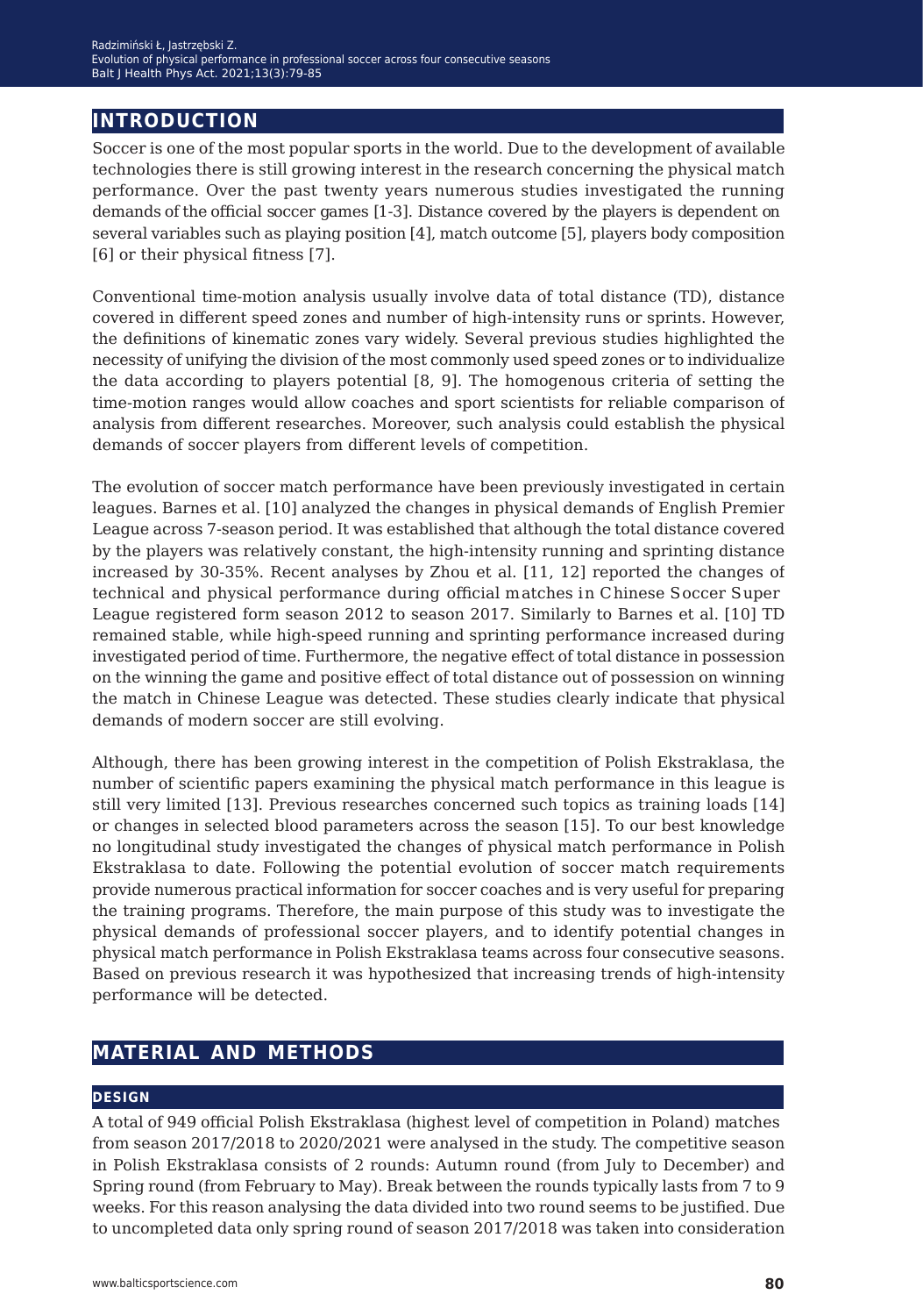## INTRODUCTION

Soccer is one of the most popular sports in the world. Due to the development of available technologies there is still growing interest in the research concerning the physical match performance. Over the past twenty years numerous studies investigated the running demands of the official soccer games [1-3]. Distance covered by the players is dependent on several variables such as playing position [4], match outcome [5], players body composition [6] or their physical fitness [7].

Conventional time-motion analysis usually involve data of total distance (TD), distance covered in different speed zones and number of high-intensity runs or sprints. However, the definitions of kinematic zones vary widely. Several previous studies highlighted the necessity of unifying the division of the most commonly used speed zones or to individualize the data according to players potential [8, 9]. The homogenous criteria of setting the time-motion ranges would allow coaches and sport scientists for reliable comparison of analysis from different researches. Moreover, such analysis could establish the physical demands of soccer players from different levels of competition.

The evolution of soccer match performance have been previously investigated in certain leagues. Barnes et al. [10] analyzed the changes in physical demands of English Premier League across 7-season period. It was established that although the total distance covered by the players was relatively constant, the high-intensity running and sprinting distance increased by 30-35%. Recent analyses by Zhou et al. [11, 12] reported the changes of technical and physical performance during official matches in Chinese Soccer Super League registered form season 2012 to season 2017. Similarly to Barnes et al. [10] TD remained stable, while high-speed running and sprinting performance increased during investigated period of time. Furthermore, the negative effect of total distance in possession on the winning the game and positive effect of total distance out of possession on winning the match in Chinese League was detected. These studies clearly indicate that physical demands of modern soccer are still evolving.

Although, there has been growing interest in the competition of Polish Ekstraklasa, the number of scientific papers examining the physical match performance in this league is still very limited [13]. Previous researches concerned such topics as training loads [14] or changes in selected blood parameters across the season [15]. To our best knowledge no longitudinal study investigated the changes of physical match performance in Polish Ekstraklasa to date. Following the potential evolution of soccer match requirements provide numerous practical information for soccer coaches and is very useful for preparing the training programs. Therefore, the main purpose of this study was to investigate the physical demands of professional soccer players, and to identify potential changes in physical match performance in Polish Ekstraklasa teams across four consecutive seasons. Based on previous research it was hypothesized that increasing trends of high-intensity performance will be detected.

## MATERIAL AND METHODS

### DESIGN

A total of 949 official Polish Ekstraklasa (highest level of competition in Poland) matches from season 2017/2018 to 2020/2021 were analysed in the study. The competitive season in Polish Ekstraklasa consists of 2 rounds: Autumn round (from July to December) and Spring round (from February to May). Break between the rounds typically lasts from 7 to 9 weeks. For this reason analysing the data divided into two round seems to be justified. Due to uncompleted data only spring round of season 2017/2018 was taken into consideration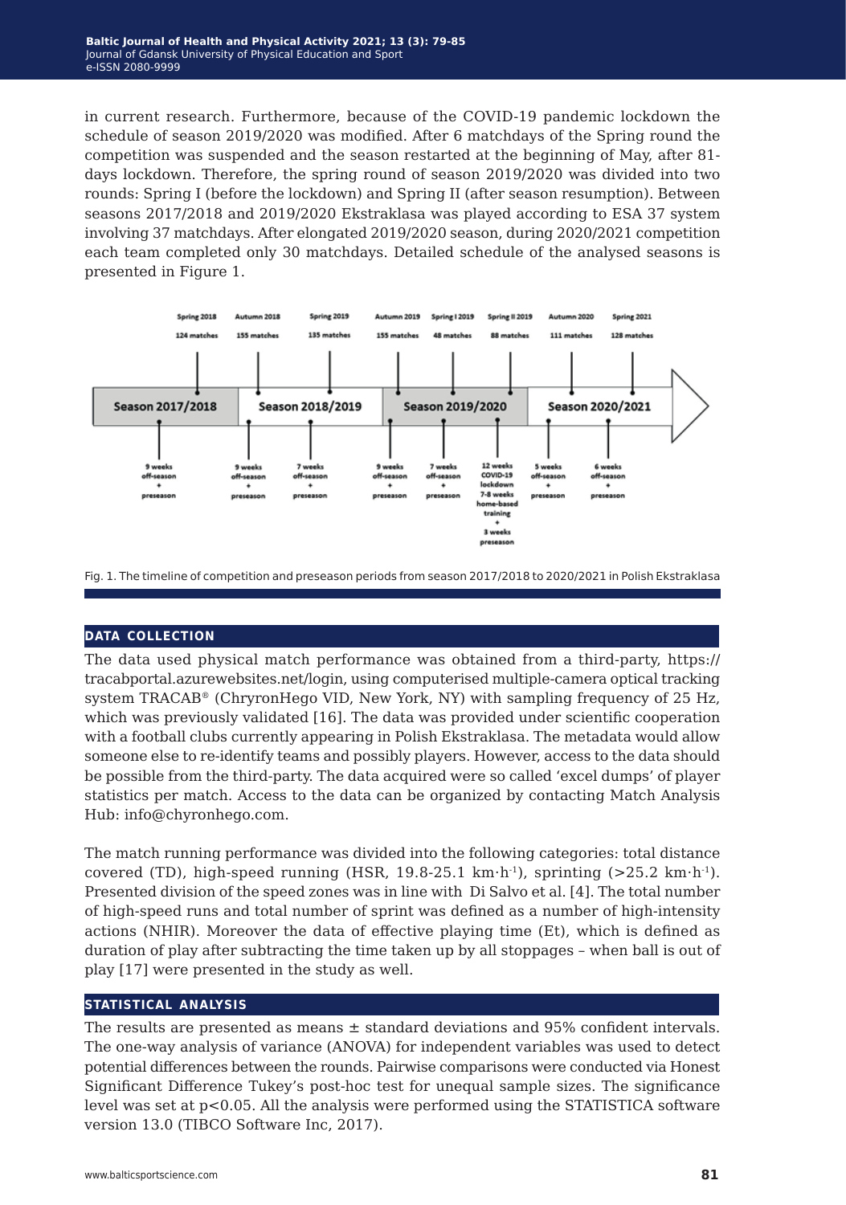in current research. Furthermore, because of the COVID-19 pandemic lockdown the schedule of season 2019/2020 was modified. After 6 matchdays of the Spring round the competition was suspended and the season restarted at the beginning of May, after 81-days lockdown. Therefore, the spring round of season 2019/2020 was divided into two rounds: Spring I (before the lockdown) and Spring II (after season resumption). Between seasons 2017/2018 and 2019/2020 Ekstraklasa was played according to ESA 37 system involving 37 matchdays. After elongated 2019/2020 season, during 2020/2021 competition each team completed only 30 matchdays. Detailed schedule of the analysed seasons is presented in Figure 1.

Fig. 1. The timeline of competition and preseason periods from season 2017/2018 to 2020/2021 in Polish Ekstraklasa

## DATA COLLECTION

The data used physical match performance was obtained from a third-party, https://tracabportal.azurewebsites.net/login, using computerised multiple-camera optical tracking system TRACAB® (ChryronHego VID, New York, NY) with sampling frequency of 25 Hz, which was previously validated [16]. The data was provided under scientific cooperation with a football clubs currently appearing in Polish Ekstraklasa. The metadata would allow someone else to re-identify teams and possibly players. However, access to the data should be possible from the third-party. The data acquired were so called 'excel dumps' of player statistics per match. Access to the data can be organized by contacting Match Analysis Hub: info@chyronhego.com.

The match running performance was divided into the following categories: total distance covered (TD), high-speed running (HSR, 19.8-25.1 $km \cdot h^{-1}$), sprinting (>25.2 $km \cdot h^{-1}$). Presented division of the speed zones was in line with Di Salvo et al. [4]. The total number of high-speed runs and total number of sprint was defined as a number of high-intensity actions (NHIR). Moreover the data of effective playing time (Et), which is defined as duration of play after subtracting the time taken up by all stoppages – when ball is out of play [17] were presented in the study as well.

## STATISTICAL ANALYSIS

The results are presented as means ± standard deviations and 95% confident intervals. The one-way analysis of variance (ANOVA) for independent variables was used to detect potential differences between the rounds. Pairwise comparisons were conducted via Honest Significant Difference Tukey's post-hoc test for unequal sample sizes. The significance level was set at $p<0.05$. All the analysis were performed using the STATISTICA software version 13.0 (TIBCO Software Inc, 2017).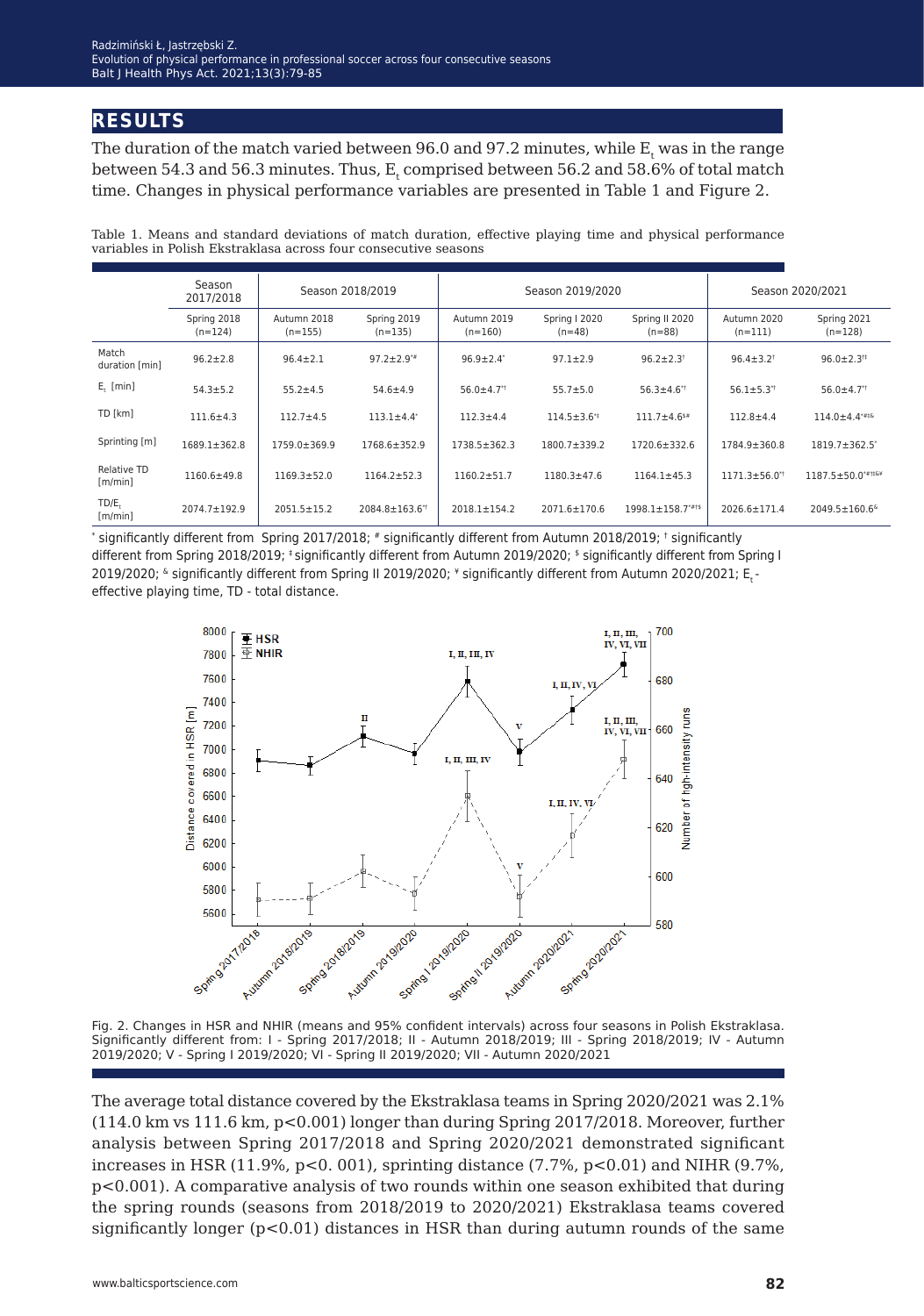## RESULTS

The duration of the match varied between 96.0 and 97.2 minutes, while $E_t$ was in the range between 54.3 and 56.3 minutes. Thus, $E_t$ comprised between 56.2 and 58.6% of total match time. Changes in physical performance variables are presented in Table 1 and Figure 2.

Table 1. Means and standard deviations of match duration, effective playing time and physical performance variables in Polish Ekstraklasa across four consecutive seasons

| | Season 2017/2018 | Season 2018/2019 | | Season 2019/2020 | | | Season 2020/2021 | |
|---|---|---|---|---|---|---|---|---|
| | Spring 2018 (n=124) | Autumn 2018 (n=155) | Spring 2019 (n=135) | Autumn 2019 (n=160) | Spring I 2020 (n=48) | Spring II 2020 (n=88) | Autumn 2020 (n=111) | Spring 2021 (n=128) |
| Match duration [min] | 96.2±2.8 | 96.4±2.1 | 97.2±2.9*# | 96.9±2.4* | 97.1±2.9 | 96.2±2.3† | 96.4±3.2† | 96.0±2.3†‡ |
| $E_t$ [min] | 54.3±5.2 | 55.2±4.5 | 54.6±4.9 | 56.0±4.7*† | 55.7±5.0 | 56.3±4.6*† | 56.1±5.3*† | 56.0±4.7*† |
| TD [km] | 111.6±4.3 | 112.7±4.5 | 113.1±4.4* | 112.3±4.4 | 114.5±3.6*‡ | 111.7±4.6$¥ | 112.8±4.4 | 114.0±4.4*#‡& |
| Sprinting [m] | 1689.1±362.8 | 1759.0±369.9 | 1768.6±352.9 | 1738.5±362.3 | 1800.7±339.2 | 1720.6±332.6 | 1784.9±360.8 | 1819.7±362.5* |
| Relative TD [m/min] | 1160.6±49.8 | 1169.3±52.0 | 1164.2±52.3 | 1160.2±51.7 | 1180.3±47.6 | 1164.1±45.3 | 1171.3±56.0*† | 1187.5±50.0*#†‡&¥ |
| TD/$E_t$ [m/min] | 2074.7±192.9 | 2051.5±15.2 | 2084.8±163.6*† | 2018.1±154.2 | 2071.6±170.6 | 1998.1±158.7*#†$ | 2026.6±171.4 | 2049.5±160.6& |

* significantly different from Spring 2017/2018; # significantly different from Autumn 2018/2019; † significantly different from Spring 2018/2019; ‡ significantly different from Autumn 2019/2020; $ significantly different from Spring I 2019/2020; & significantly different from Spring II 2019/2020; ¥ significantly different from Autumn 2020/2021; $E_t$ - effective playing time, TD - total distance.

Fig. 2. Changes in HSR and NHIR (means and 95% confident intervals) across four seasons in Polish Ekstraklasa. Significantly different from: I - Spring 2017/2018; II - Autumn 2018/2019; III - Spring 2018/2019; IV - Autumn 2019/2020; V - Spring I 2019/2020; VI - Spring II 2019/2020; VII - Autumn 2020/2021

The average total distance covered by the Ekstraklasa teams in Spring 2020/2021 was 2.1% (114.0 km vs 111.6 km, $p<0.001$) longer than during Spring 2017/2018. Moreover, further analysis between Spring 2017/2018 and Spring 2020/2021 demonstrated significant increases in HSR (11.9%, $p<0.001$), sprinting distance (7.7%, $p<0.01$) and NIHR (9.7%, $p<0.001$). A comparative analysis of two rounds within one season exhibited that during the spring rounds (seasons from 2018/2019 to 2020/2021) Ekstraklasa teams covered significantly longer ($p<0.01$) distances in HSR than during autumn rounds of the same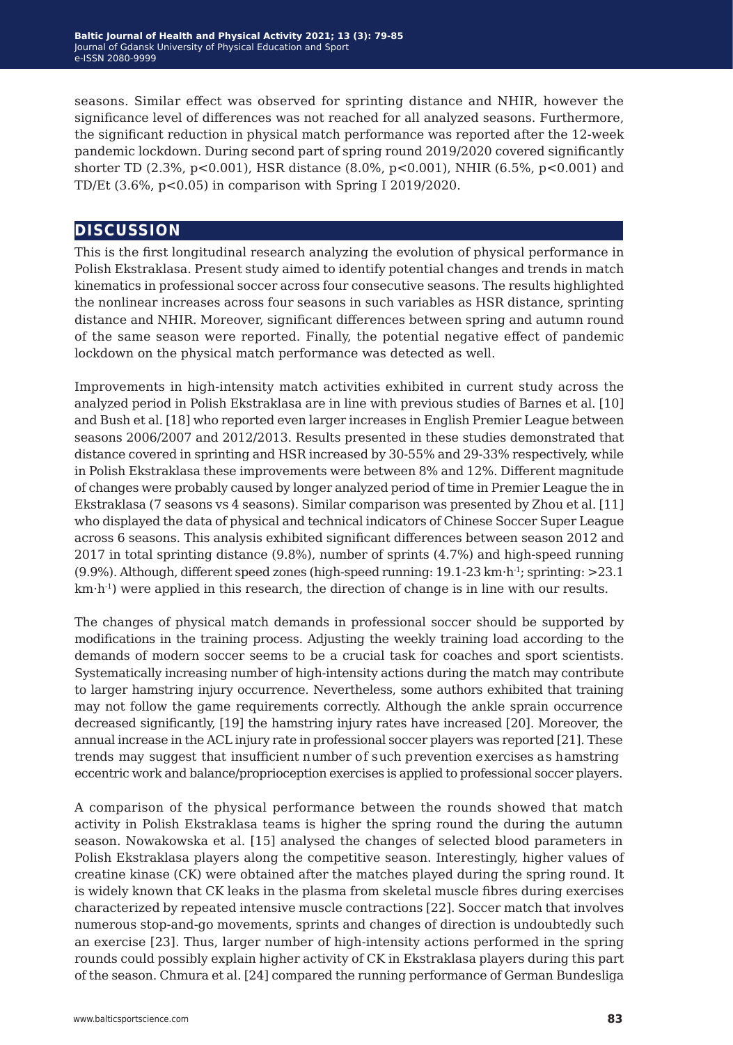seasons. Similar effect was observed for sprinting distance and NHIR, however the significance level of differences was not reached for all analyzed seasons. Furthermore, the significant reduction in physical match performance was reported after the 12-week pandemic lockdown. During second part of spring round 2019/2020 covered significantly shorter TD (2.3%, $p<0.001$), HSR distance (8.0%, $p<0.001$), NHIR (6.5%, $p<0.001$) and TD/Et (3.6%, $p<0.05$) in comparison with Spring I 2019/2020.

## DISCUSSION

This is the first longitudinal research analyzing the evolution of physical performance in Polish Ekstraklasa. Present study aimed to identify potential changes and trends in match kinematics in professional soccer across four consecutive seasons. The results highlighted the nonlinear increases across four seasons in such variables as HSR distance, sprinting distance and NHIR. Moreover, significant differences between spring and autumn round of the same season were reported. Finally, the potential negative effect of pandemic lockdown on the physical match performance was detected as well.

Improvements in high-intensity match activities exhibited in current study across the analyzed period in Polish Ekstraklasa are in line with previous studies of Barnes et al. [10] and Bush et al. [18] who reported even larger increases in English Premier League between seasons 2006/2007 and 2012/2013. Results presented in these studies demonstrated that distance covered in sprinting and HSR increased by 30-55% and 29-33% respectively, while in Polish Ekstraklasa these improvements were between 8% and 12%. Different magnitude of changes were probably caused by longer analyzed period of time in Premier League the in Ekstraklasa (7 seasons vs 4 seasons). Similar comparison was presented by Zhou et al. [11] who displayed the data of physical and technical indicators of Chinese Soccer Super League across 6 seasons. This analysis exhibited significant differences between season 2012 and 2017 in total sprinting distance (9.8%), number of sprints (4.7%) and high-speed running (9.9%). Although, different speed zones (high-speed running: 19.1-23 $km \cdot h^{-1}$; sprinting: >23.1 $km \cdot h^{-1}$) were applied in this research, the direction of change is in line with our results.

The changes of physical match demands in professional soccer should be supported by modifications in the training process. Adjusting the weekly training load according to the demands of modern soccer seems to be a crucial task for coaches and sport scientists. Systematically increasing number of high-intensity actions during the match may contribute to larger hamstring injury occurrence. Nevertheless, some authors exhibited that training may not follow the game requirements correctly. Although the ankle sprain occurrence decreased significantly, [19] the hamstring injury rates have increased [20]. Moreover, the annual increase in the ACL injury rate in professional soccer players was reported [21]. These trends may suggest that insufficient number of such prevention exercises as hamstring eccentric work and balance/proprioception exercises is applied to professional soccer players.

A comparison of the physical performance between the rounds showed that match activity in Polish Ekstraklasa teams is higher the spring round the during the autumn season. Nowakowska et al. [15] analysed the changes of selected blood parameters in Polish Ekstraklasa players along the competitive season. Interestingly, higher values of creatine kinase (CK) were obtained after the matches played during the spring round. It is widely known that CK leaks in the plasma from skeletal muscle fibres during exercises characterized by repeated intensive muscle contractions [22]. Soccer match that involves numerous stop-and-go movements, sprints and changes of direction is undoubtedly such an exercise [23]. Thus, larger number of high-intensity actions performed in the spring rounds could possibly explain higher activity of CK in Ekstraklasa players during this part of the season. Chmura et al. [24] compared the running performance of German Bundesliga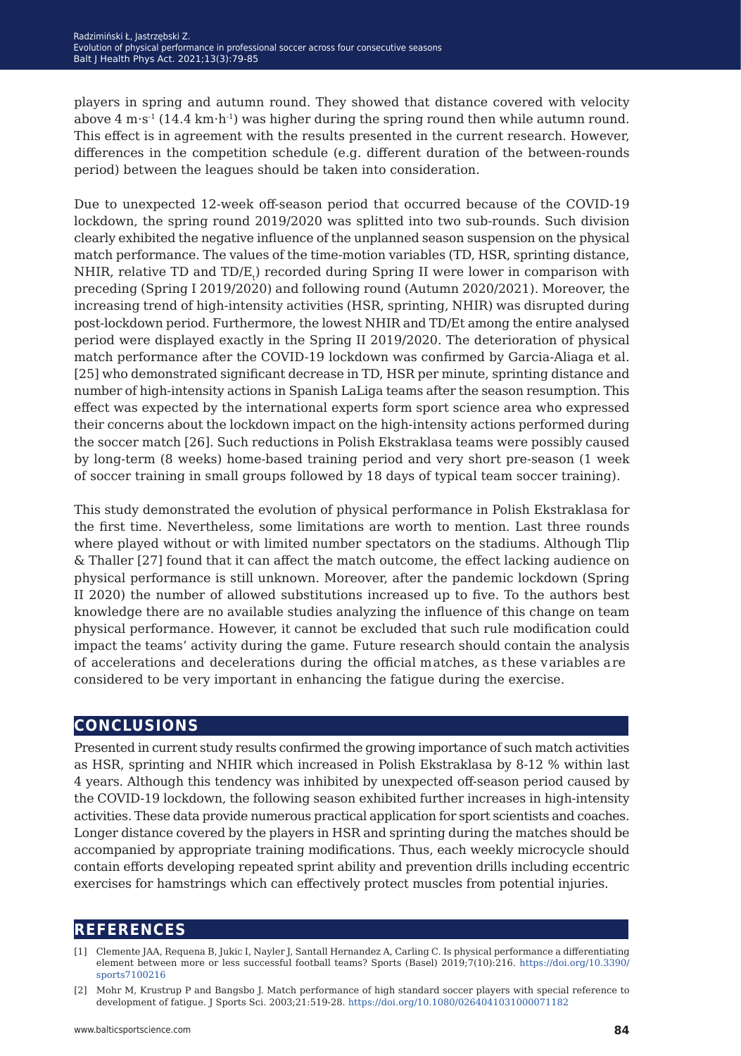players in spring and autumn round. They showed that distance covered with velocity above 4 $m \cdot s^{-1}$ (14.4 $km \cdot h^{-1}$) was higher during the spring round then while autumn round. This effect is in agreement with the results presented in the current research. However, differences in the competition schedule (e.g. different duration of the between-rounds period) between the leagues should be taken into consideration.

Due to unexpected 12-week off-season period that occurred because of the COVID-19 lockdown, the spring round 2019/2020 was splitted into two sub-rounds. Such division clearly exhibited the negative influence of the unplanned season suspension on the physical match performance. The values of the time-motion variables (TD, HSR, sprinting distance, NHIR, relative TD and $TD/E_t$) recorded during Spring II were lower in comparison with preceding (Spring I 2019/2020) and following round (Autumn 2020/2021). Moreover, the increasing trend of high-intensity activities (HSR, sprinting, NHIR) was disrupted during post-lockdown period. Furthermore, the lowest NHIR and TD/Et among the entire analysed period were displayed exactly in the Spring II 2019/2020. The deterioration of physical match performance after the COVID-19 lockdown was confirmed by Garcia-Aliaga et al. [25] who demonstrated significant decrease in TD, HSR per minute, sprinting distance and number of high-intensity actions in Spanish LaLiga teams after the season resumption. This effect was expected by the international experts form sport science area who expressed their concerns about the lockdown impact on the high-intensity actions performed during the soccer match [26]. Such reductions in Polish Ekstraklasa teams were possibly caused by long-term (8 weeks) home-based training period and very short pre-season (1 week of soccer training in small groups followed by 18 days of typical team soccer training).

This study demonstrated the evolution of physical performance in Polish Ekstraklasa for the first time. Nevertheless, some limitations are worth to mention. Last three rounds where played without or with limited number spectators on the stadiums. Although Tlip & Thaller [27] found that it can affect the match outcome, the effect lacking audience on physical performance is still unknown. Moreover, after the pandemic lockdown (Spring II 2020) the number of allowed substitutions increased up to five. To the authors best knowledge there are no available studies analyzing the influence of this change on team physical performance. However, it cannot be excluded that such rule modification could impact the teams' activity during the game. Future research should contain the analysis of accelerations and decelerations during the official matches, as these variables are considered to be very important in enhancing the fatigue during the exercise.

## CONCLUSIONS

Presented in current study results confirmed the growing importance of such match activities as HSR, sprinting and NHIR which increased in Polish Ekstraklasa by 8-12 % within last 4 years. Although this tendency was inhibited by unexpected off-season period caused by the COVID-19 lockdown, the following season exhibited further increases in high-intensity activities. These data provide numerous practical application for sport scientists and coaches. Longer distance covered by the players in HSR and sprinting during the matches should be accompanied by appropriate training modifications. Thus, each weekly microcycle should contain efforts developing repeated sprint ability and prevention drills including eccentric exercises for hamstrings which can effectively protect muscles from potential injuries.

## REFERENCES

[1] Clemente JAA, Requena B, Jukic I, Nayler J, Santall Hernandez A, Carling C. Is physical performance a differentiating element between more or less successful football teams? Sports (Basel) 2019;7(10):216. https://doi.org/10.3390/sports7100216

[2] Mohr M, Krustrup P and Bangsbo J. Match performance of high standard soccer players with special reference to development of fatigue. J Sports Sci. 2003;21:519-28. https://doi.org/10.1080/0264041031000071182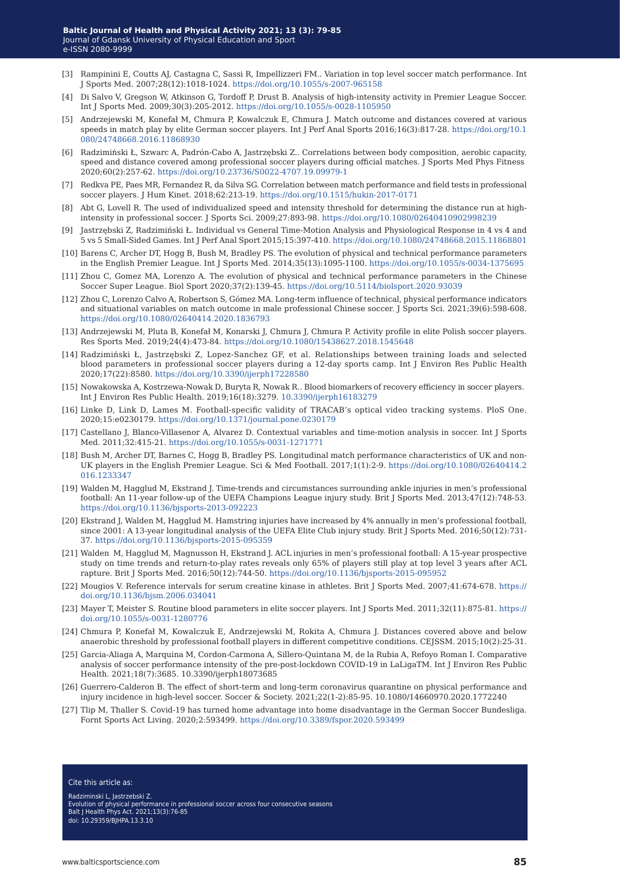[3] Rampinini E, Coutts AJ, Castagna C, Sassi R, Impellizzeri FM.. Variation in top level soccer match performance. Int J Sports Med. 2007;28(12):1018-1024. https://doi.org/10.1055/s-2007-965158

[4] Di Salvo V, Gregson W, Atkinson G, Tordoff P, Drust B. Analysis of high-intensity activity in Premier League Soccer. Int J Sports Med. 2009;30(3):205-2012. https://doi.org/10.1055/s-0028-1105950

[5] Andrzejewski M, Konefał M, Chmura P, Kowalczuk E, Chmura J. Match outcome and distances covered at various speeds in match play by elite German soccer players. Int J Perf Anal Sports 2016;16(3):817-28. https://doi.org/10.1080/24748668.2016.11868930

[6] Radzimiński Ł, Szwarc A, Padrón-Cabo A, Jastrzębski Z.. Correlations between body composition, aerobic capacity, speed and distance covered among professional soccer players during official matches. J Sports Med Phys Fitness 2020;60(2):257-62. https://doi.org/10.23736/S0022-4707.19.09979-1

[7] Redkva PE, Paes MR, Fernandez R, da Silva SG. Correlation between match performance and field tests in professional soccer players. J Hum Kinet. 2018;62:213-19. https://doi.org/10.1515/hukin-2017-0171

[8] Abt G, Lovell R. The used of individualized speed and intensity threshold for determining the distance run at high-intensity in professional soccer. J Sports Sci. 2009;27:893-98. https://doi.org/10.1080/02640410902998239

[9] Jastrzębski Z, Radzimiński Ł. Individual vs General Time-Motion Analysis and Physiological Response in 4 vs 4 and 5 vs 5 Small-Sided Games. Int J Perf Anal Sport 2015;15:397-410. https://doi.org/10.1080/24748668.2015.11868801

[10] Barens C, Archer DT, Hogg B, Bush M, Bradley PS. The evolution of physical and technical performance parameters in the English Premier League. Int J Sports Med. 2014;35(13):1095-1100. https://doi.org/10.1055/s-0034-1375695

[11] Zhou C, Gomez MA, Lorenzo A. The evolution of physical and technical performance parameters in the Chinese Soccer Super League. Biol Sport 2020;37(2):139-45. https://doi.org/10.5114/biolsport.2020.93039

[12] Zhou C, Lorenzo Calvo A, Robertson S, Gómez MA. Long-term influence of technical, physical performance indicators and situational variables on match outcome in male professional Chinese soccer. J Sports Sci. 2021;39(6):598-608. https://doi.org/10.1080/02640414.2020.1836793

[13] Andrzejewski M, Pluta B, Konefał M, Konarski J, Chmura J, Chmura P. Activity profile in elite Polish soccer players. Res Sports Med. 2019;24(4):473-84. https://doi.org/10.1080/15438627.2018.1545648

[14] Radzimiński Ł, Jastrzębski Z, Lopez-Sanchez GF, et al. Relationships between training loads and selected blood parameters in professional soccer players during a 12-day sports camp. Int J Environ Res Public Health 2020;17(22):8580. https://doi.org/10.3390/ijerph17228580

[15] Nowakowska A, Kostrzewa-Nowak D, Buryta R, Nowak R.. Blood biomarkers of recovery efficiency in soccer players. Int J Environ Res Public Health. 2019;16(18):3279. 10.3390/ijerph16183279

[16] Linke D, Link D, Lames M. Football-specific validity of TRACAB's optical video tracking systems. PloS One. 2020;15:e0230179. https://doi.org/10.1371/journal.pone.0230179

[17] Castellano J, Blanco-Villasenor A, Alvarez D. Contextual variables and time-motion analysis in soccer. Int J Sports Med. 2011;32:415-21. https://doi.org/10.1055/s-0031-1271771

[18] Bush M, Archer DT, Barnes C, Hogg B, Bradley PS. Longitudinal match performance characteristics of UK and non-UK players in the English Premier League. Sci & Med Football. 2017;1(1):2-9. https://doi.org/10.1080/02640414.2016.1233347

[19] Walden M, Hagglud M, Ekstrand J. Time-trends and circumstances surrounding ankle injuries in men's professional football: An 11-year follow-up of the UEFA Champions League injury study. Brit J Sports Med. 2013;47(12):748-53. https://doi.org/10.1136/bjsports-2013-092223

[20] Ekstrand J, Walden M, Hagglud M. Hamstring injuries have increased by 4% annually in men's professional football, since 2001: A 13-year longitudinal analysis of the UEFA Elite Club injury study. Brit J Sports Med. 2016;50(12):731-37. https://doi.org/10.1136/bjsports-2015-095359

[21] Walden M, Hagglud M, Magnusson H, Ekstrand J. ACL injuries in men's professional football: A 15-year prospective study on time trends and return-to-play rates reveals only 65% of players still play at top level 3 years after ACL rapture. Brit J Sports Med. 2016;50(12):744-50. https://doi.org/10.1136/bjsports-2015-095952

[22] Mougios V. Reference intervals for serum creatine kinase in athletes. Brit J Sports Med. 2007;41:674-678. https://doi.org/10.1136/bjsm.2006.034041

[23] Mayer T, Meister S. Routine blood parameters in elite soccer players. Int J Sports Med. 2011;32(11):875-81. https://doi.org/10.1055/s-0031-1280776

[24] Chmura P, Konefał M, Kowalczuk E, Andrzejewski M, Rokita A, Chmura J. Distances covered above and below anaerobic threshold by professional football players in different competitive conditions. CEJSSM. 2015;10(2):25-31.

[25] Garcia-Aliaga A, Marquina M, Cordon-Carmona A, Sillero-Quintana M, de la Rubia A, Refoyo Roman I. Comparative analysis of soccer performance intensity of the pre-post-lockdown COVID-19 in LaLigaTM. Int J Environ Res Public Health. 2021;18(7):3685. 10.3390/ijerph18073685

[26] Guerrero-Calderon B. The effect of short-term and long-term coronavirus quarantine on physical performance and injury incidence in high-level soccer. Soccer & Society. 2021;22(1-2):85-95. 10.1080/14660970.2020.1772240

[27] Tlip M, Thaller S. Covid-19 has turned home advantage into home disadvantage in the German Soccer Bundesliga. Fornt Sports Act Living. 2020;2:593499. https://doi.org/10.3389/fspor.2020.593499

Cite this article as:

Radziminski L, Jastrzebski Z.
Evolution of physical performance in professional soccer across four consecutive seasons
Balt J Health Phys Act. 2021;13(3):76-85
doi: 10.29359/BJHPA.13.3.10